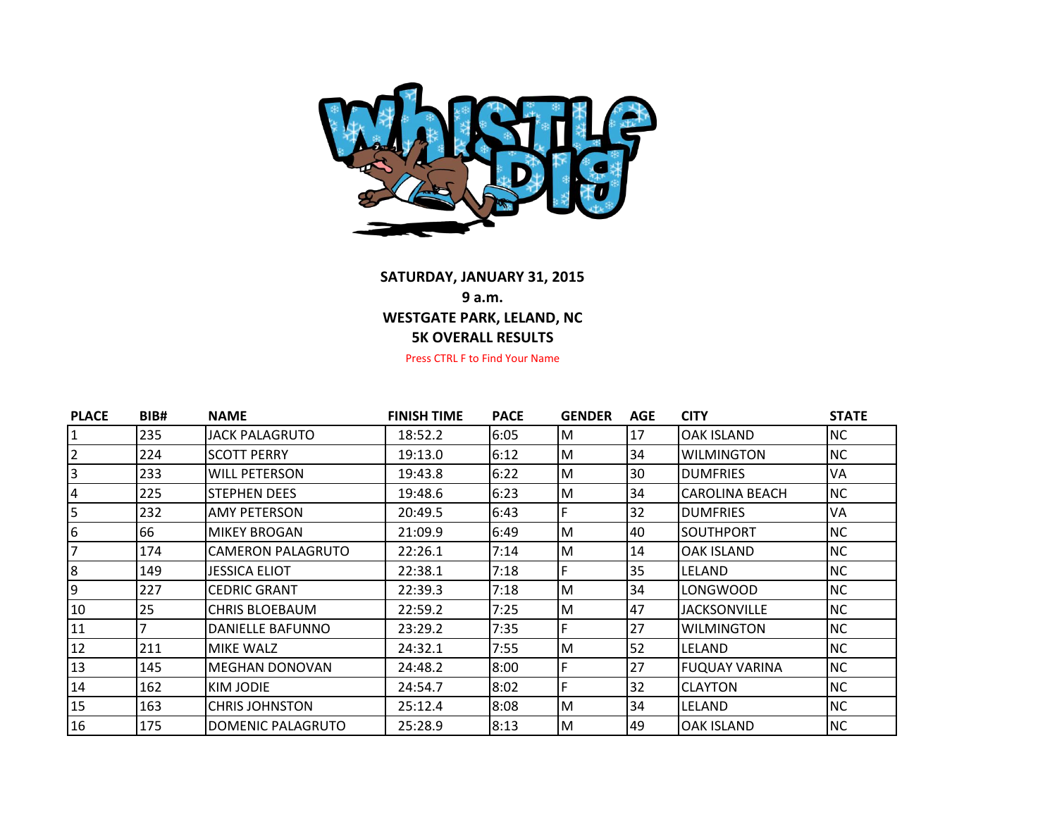**SATURDAY, JANUARY 31, 2015**

**9 a.m.**

**WESTGATE PARK, LELAND, NC**

**5K OVERALL RESULTS**

Press CTRL F to Find Your Name

| PLACE | BIB# | NAME | FINISH TIME | PACE | GENDER | AGE | CITY | STATE |
|---|---|---|---|---|---|---|---|---|
| 1 | 235 | JACK PALAGRUTO | 18:52.2 | 6:05 | M | 17 | OAK ISLAND | NC |
| 2 | 224 | SCOTT PERRY | 19:13.0 | 6:12 | M | 34 | WILMINGTON | NC |
| 3 | 233 | WILL PETERSON | 19:43.8 | 6:22 | M | 30 | DUMFRIES | VA |
| 4 | 225 | STEPHEN DEES | 19:48.6 | 6:23 | M | 34 | CAROLINA BEACH | NC |
| 5 | 232 | AMY PETERSON | 20:49.5 | 6:43 | F | 32 | DUMFRIES | VA |
| 6 | 66 | MIKEY BROGAN | 21:09.9 | 6:49 | M | 40 | SOUTHPORT | NC |
| 7 | 174 | CAMERON PALAGRUTO | 22:26.1 | 7:14 | M | 14 | OAK ISLAND | NC |
| 8 | 149 | JESSICA ELIOT | 22:38.1 | 7:18 | F | 35 | LELAND | NC |
| 9 | 227 | CEDRIC GRANT | 22:39.3 | 7:18 | M | 34 | LONGWOOD | NC |
| 10 | 25 | CHRIS BLOEBAUM | 22:59.2 | 7:25 | M | 47 | JACKSONVILLE | NC |
| 11 | 7 | DANIELLE BAFUNNO | 23:29.2 | 7:35 | F | 27 | WILMINGTON | NC |
| 12 | 211 | MIKE WALZ | 24:32.1 | 7:55 | M | 52 | LELAND | NC |
| 13 | 145 | MEGHAN DONOVAN | 24:48.2 | 8:00 | F | 27 | FUQUAY VARINA | NC |
| 14 | 162 | KIM JODIE | 24:54.7 | 8:02 | F | 32 | CLAYTON | NC |
| 15 | 163 | CHRIS JOHNSTON | 25:12.4 | 8:08 | M | 34 | LELAND | NC |
| 16 | 175 | DOMENIC PALAGRUTO | 25:28.9 | 8:13 | M | 49 | OAK ISLAND | NC |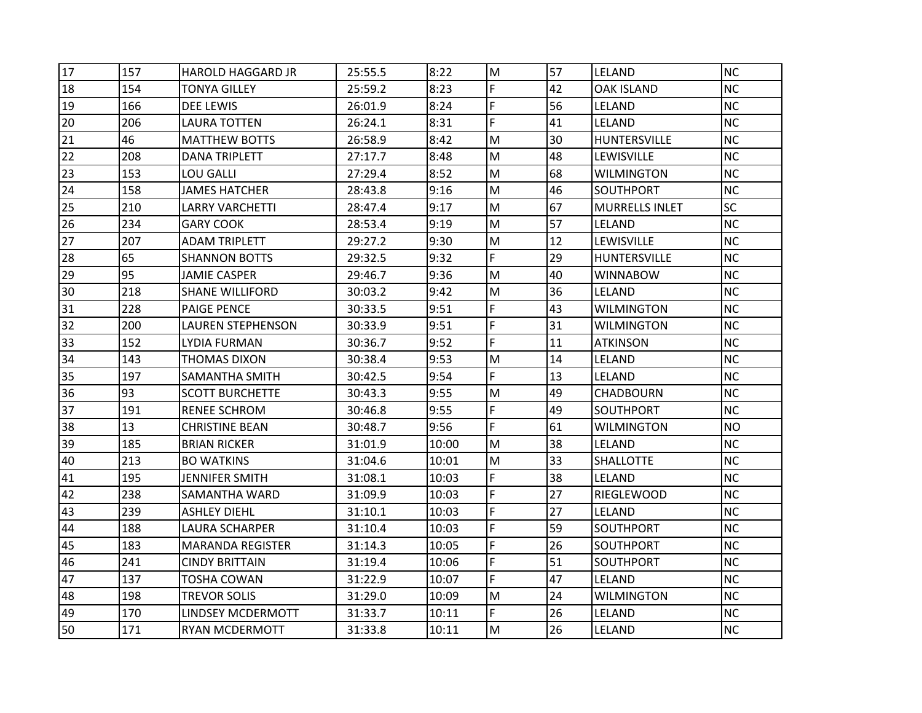| 17 | 157 | HAROLD HAGGARD JR | 25:55.5 | 8:22 | M | 57 | LELAND | NC |
|---|---|---|---|---|---|---|---|---|
| 18 | 154 | TONYA GILLEY | 25:59.2 | 8:23 | F | 42 | OAK ISLAND | NC |
| 19 | 166 | DEE LEWIS | 26:01.9 | 8:24 | F | 56 | LELAND | NC |
| 20 | 206 | LAURA TOTTEN | 26:24.1 | 8:31 | F | 41 | LELAND | NC |
| 21 | 46 | MATTHEW BOTTS | 26:58.9 | 8:42 | M | 30 | HUNTERSVILLE | NC |
| 22 | 208 | DANA TRIPLETT | 27:17.7 | 8:48 | M | 48 | LEWISVILLE | NC |
| 23 | 153 | LOU GALLI | 27:29.4 | 8:52 | M | 68 | WILMINGTON | NC |
| 24 | 158 | JAMES HATCHER | 28:43.8 | 9:16 | M | 46 | SOUTHPORT | NC |
| 25 | 210 | LARRY VARCHETTI | 28:47.4 | 9:17 | M | 67 | MURRELLS INLET | SC |
| 26 | 234 | GARY COOK | 28:53.4 | 9:19 | M | 57 | LELAND | NC |
| 27 | 207 | ADAM TRIPLETT | 29:27.2 | 9:30 | M | 12 | LEWISVILLE | NC |
| 28 | 65 | SHANNON BOTTS | 29:32.5 | 9:32 | F | 29 | HUNTERSVILLE | NC |
| 29 | 95 | JAMIE CASPER | 29:46.7 | 9:36 | M | 40 | WINNABOW | NC |
| 30 | 218 | SHANE WILLIFORD | 30:03.2 | 9:42 | M | 36 | LELAND | NC |
| 31 | 228 | PAIGE PENCE | 30:33.5 | 9:51 | F | 43 | WILMINGTON | NC |
| 32 | 200 | LAUREN STEPHENSON | 30:33.9 | 9:51 | F | 31 | WILMINGTON | NC |
| 33 | 152 | LYDIA FURMAN | 30:36.7 | 9:52 | F | 11 | ATKINSON | NC |
| 34 | 143 | THOMAS DIXON | 30:38.4 | 9:53 | M | 14 | LELAND | NC |
| 35 | 197 | SAMANTHA SMITH | 30:42.5 | 9:54 | F | 13 | LELAND | NC |
| 36 | 93 | SCOTT BURCHETTE | 30:43.3 | 9:55 | M | 49 | CHADBOURN | NC |
| 37 | 191 | RENEE SCHROM | 30:46.8 | 9:55 | F | 49 | SOUTHPORT | NC |
| 38 | 13 | CHRISTINE BEAN | 30:48.7 | 9:56 | F | 61 | WILMINGTON | NO |
| 39 | 185 | BRIAN RICKER | 31:01.9 | 10:00 | M | 38 | LELAND | NC |
| 40 | 213 | BO WATKINS | 31:04.6 | 10:01 | M | 33 | SHALLOTTE | NC |
| 41 | 195 | JENNIFER SMITH | 31:08.1 | 10:03 | F | 38 | LELAND | NC |
| 42 | 238 | SAMANTHA WARD | 31:09.9 | 10:03 | F | 27 | RIEGLEWOOD | NC |
| 43 | 239 | ASHLEY DIEHL | 31:10.1 | 10:03 | F | 27 | LELAND | NC |
| 44 | 188 | LAURA SCHARPER | 31:10.4 | 10:03 | F | 59 | SOUTHPORT | NC |
| 45 | 183 | MARANDA REGISTER | 31:14.3 | 10:05 | F | 26 | SOUTHPORT | NC |
| 46 | 241 | CINDY BRITTAIN | 31:19.4 | 10:06 | F | 51 | SOUTHPORT | NC |
| 47 | 137 | TOSHA COWAN | 31:22.9 | 10:07 | F | 47 | LELAND | NC |
| 48 | 198 | TREVOR SOLIS | 31:29.0 | 10:09 | M | 24 | WILMINGTON | NC |
| 49 | 170 | LINDSEY MCDERMOTT | 31:33.7 | 10:11 | F | 26 | LELAND | NC |
| 50 | 171 | RYAN MCDERMOTT | 31:33.8 | 10:11 | M | 26 | LELAND | NC |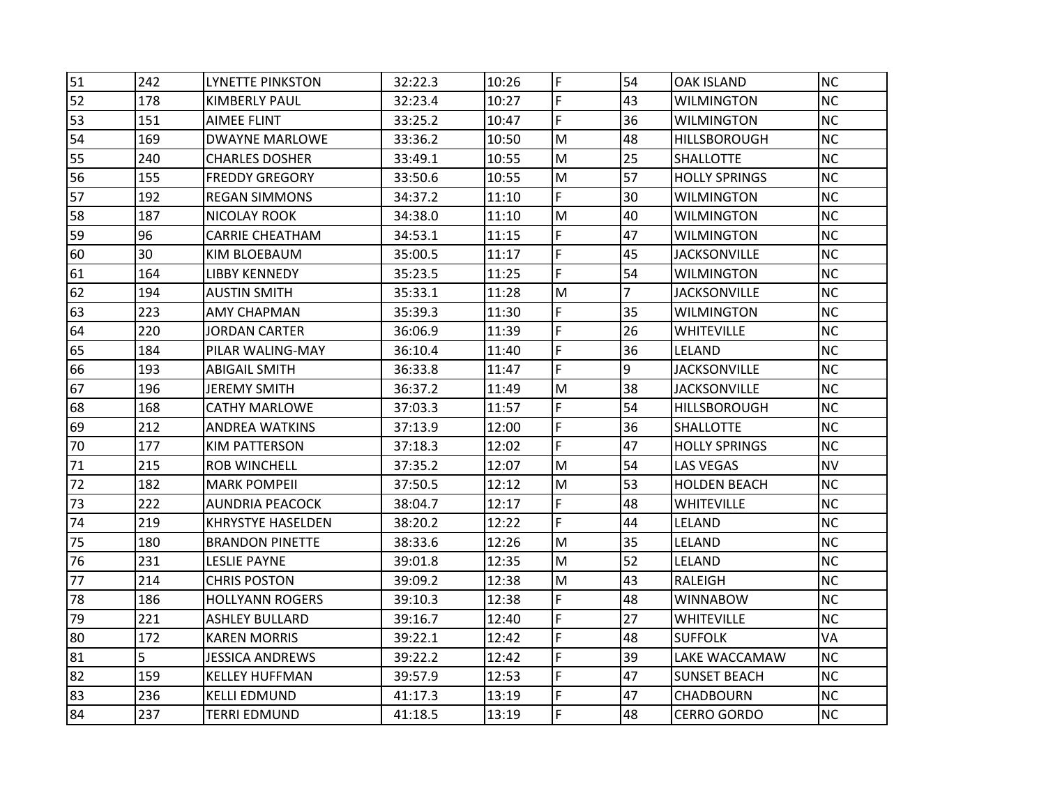| | | | | | | | | |
|---|---|---|---|---|---|---|---|---|
| 51 | 242 | LYNETTE PINKSTON | 32:22.3 | 10:26 | F | 54 | OAK ISLAND | NC |
| 52 | 178 | KIMBERLY PAUL | 32:23.4 | 10:27 | F | 43 | WILMINGTON | NC |
| 53 | 151 | AIMEE FLINT | 33:25.2 | 10:47 | F | 36 | WILMINGTON | NC |
| 54 | 169 | DWAYNE MARLOWE | 33:36.2 | 10:50 | M | 48 | HILLSBOROUGH | NC |
| 55 | 240 | CHARLES DOSHER | 33:49.1 | 10:55 | M | 25 | SHALLOTTE | NC |
| 56 | 155 | FREDDY GREGORY | 33:50.6 | 10:55 | M | 57 | HOLLY SPRINGS | NC |
| 57 | 192 | REGAN SIMMONS | 34:37.2 | 11:10 | F | 30 | WILMINGTON | NC |
| 58 | 187 | NICOLAY ROOK | 34:38.0 | 11:10 | M | 40 | WILMINGTON | NC |
| 59 | 96 | CARRIE CHEATHAM | 34:53.1 | 11:15 | F | 47 | WILMINGTON | NC |
| 60 | 30 | KIM BLOEBAUM | 35:00.5 | 11:17 | F | 45 | JACKSONVILLE | NC |
| 61 | 164 | LIBBY KENNEDY | 35:23.5 | 11:25 | F | 54 | WILMINGTON | NC |
| 62 | 194 | AUSTIN SMITH | 35:33.1 | 11:28 | M | 7 | JACKSONVILLE | NC |
| 63 | 223 | AMY CHAPMAN | 35:39.3 | 11:30 | F | 35 | WILMINGTON | NC |
| 64 | 220 | JORDAN CARTER | 36:06.9 | 11:39 | F | 26 | WHITEVILLE | NC |
| 65 | 184 | PILAR WALING-MAY | 36:10.4 | 11:40 | F | 36 | LELAND | NC |
| 66 | 193 | ABIGAIL SMITH | 36:33.8 | 11:47 | F | 9 | JACKSONVILLE | NC |
| 67 | 196 | JEREMY SMITH | 36:37.2 | 11:49 | M | 38 | JACKSONVILLE | NC |
| 68 | 168 | CATHY MARLOWE | 37:03.3 | 11:57 | F | 54 | HILLSBOROUGH | NC |
| 69 | 212 | ANDREA WATKINS | 37:13.9 | 12:00 | F | 36 | SHALLOTTE | NC |
| 70 | 177 | KIM PATTERSON | 37:18.3 | 12:02 | F | 47 | HOLLY SPRINGS | NC |
| 71 | 215 | ROB WINCHELL | 37:35.2 | 12:07 | M | 54 | LAS VEGAS | NV |
| 72 | 182 | MARK POMPEII | 37:50.5 | 12:12 | M | 53 | HOLDEN BEACH | NC |
| 73 | 222 | AUNDRIA PEACOCK | 38:04.7 | 12:17 | F | 48 | WHITEVILLE | NC |
| 74 | 219 | KHRYSTYE HASELDEN | 38:20.2 | 12:22 | F | 44 | LELAND | NC |
| 75 | 180 | BRANDON PINETTE | 38:33.6 | 12:26 | M | 35 | LELAND | NC |
| 76 | 231 | LESLIE PAYNE | 39:01.8 | 12:35 | M | 52 | LELAND | NC |
| 77 | 214 | CHRIS POSTON | 39:09.2 | 12:38 | M | 43 | RALEIGH | NC |
| 78 | 186 | HOLLYANN ROGERS | 39:10.3 | 12:38 | F | 48 | WINNABOW | NC |
| 79 | 221 | ASHLEY BULLARD | 39:16.7 | 12:40 | F | 27 | WHITEVILLE | NC |
| 80 | 172 | KAREN MORRIS | 39:22.1 | 12:42 | F | 48 | SUFFOLK | VA |
| 81 | 5 | JESSICA ANDREWS | 39:22.2 | 12:42 | F | 39 | LAKE WACCAMAW | NC |
| 82 | 159 | KELLEY HUFFMAN | 39:57.9 | 12:53 | F | 47 | SUNSET BEACH | NC |
| 83 | 236 | KELLI EDMUND | 41:17.3 | 13:19 | F | 47 | CHADBOURN | NC |
| 84 | 237 | TERRI EDMUND | 41:18.5 | 13:19 | F | 48 | CERRO GORDO | NC |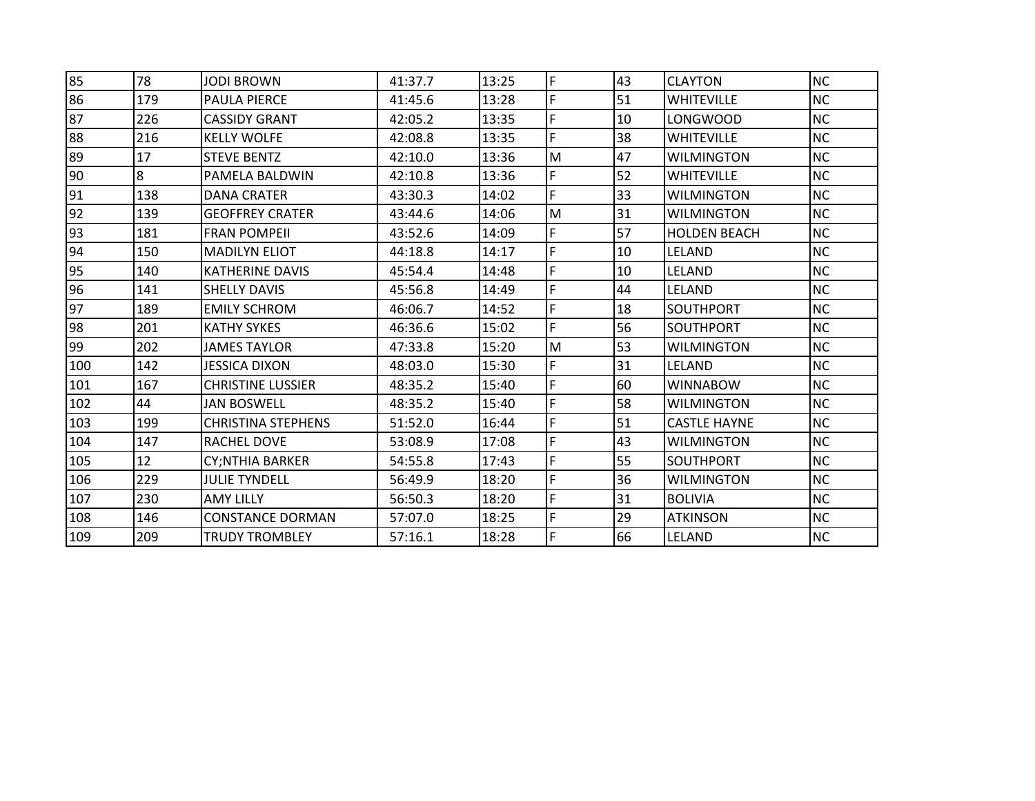| | | | | | | | | |
|---|---|---|---|---|---|---|---|---|
| 85 | 78 | JODI BROWN | 41:37.7 | 13:25 | F | 43 | CLAYTON | NC |
| 86 | 179 | PAULA PIERCE | 41:45.6 | 13:28 | F | 51 | WHITEVILLE | NC |
| 87 | 226 | CASSIDY GRANT | 42:05.2 | 13:35 | F | 10 | LONGWOOD | NC |
| 88 | 216 | KELLY WOLFE | 42:08.8 | 13:35 | F | 38 | WHITEVILLE | NC |
| 89 | 17 | STEVE BENTZ | 42:10.0 | 13:36 | M | 47 | WILMINGTON | NC |
| 90 | 8 | PAMELA BALDWIN | 42:10.8 | 13:36 | F | 52 | WHITEVILLE | NC |
| 91 | 138 | DANA CRATER | 43:30.3 | 14:02 | F | 33 | WILMINGTON | NC |
| 92 | 139 | GEOFFREY CRATER | 43:44.6 | 14:06 | M | 31 | WILMINGTON | NC |
| 93 | 181 | FRAN POMPEII | 43:52.6 | 14:09 | F | 57 | HOLDEN BEACH | NC |
| 94 | 150 | MADILYN ELIOT | 44:18.8 | 14:17 | F | 10 | LELAND | NC |
| 95 | 140 | KATHERINE DAVIS | 45:54.4 | 14:48 | F | 10 | LELAND | NC |
| 96 | 141 | SHELLY DAVIS | 45:56.8 | 14:49 | F | 44 | LELAND | NC |
| 97 | 189 | EMILY SCHROM | 46:06.7 | 14:52 | F | 18 | SOUTHPORT | NC |
| 98 | 201 | KATHY SYKES | 46:36.6 | 15:02 | F | 56 | SOUTHPORT | NC |
| 99 | 202 | JAMES TAYLOR | 47:33.8 | 15:20 | M | 53 | WILMINGTON | NC |
| 100 | 142 | JESSICA DIXON | 48:03.0 | 15:30 | F | 31 | LELAND | NC |
| 101 | 167 | CHRISTINE LUSSIER | 48:35.2 | 15:40 | F | 60 | WINNABOW | NC |
| 102 | 44 | JAN BOSWELL | 48:35.2 | 15:40 | F | 58 | WILMINGTON | NC |
| 103 | 199 | CHRISTINA STEPHENS | 51:52.0 | 16:44 | F | 51 | CASTLE HAYNE | NC |
| 104 | 147 | RACHEL DOVE | 53:08.9 | 17:08 | F | 43 | WILMINGTON | NC |
| 105 | 12 | CY;NTHIA BARKER | 54:55.8 | 17:43 | F | 55 | SOUTHPORT | NC |
| 106 | 229 | JULIE TYNDELL | 56:49.9 | 18:20 | F | 36 | WILMINGTON | NC |
| 107 | 230 | AMY LILLY | 56:50.3 | 18:20 | F | 31 | BOLIVIA | NC |
| 108 | 146 | CONSTANCE DORMAN | 57:07.0 | 18:25 | F | 29 | ATKINSON | NC |
| 109 | 209 | TRUDY TROMBLEY | 57:16.1 | 18:28 | F | 66 | LELAND | NC |